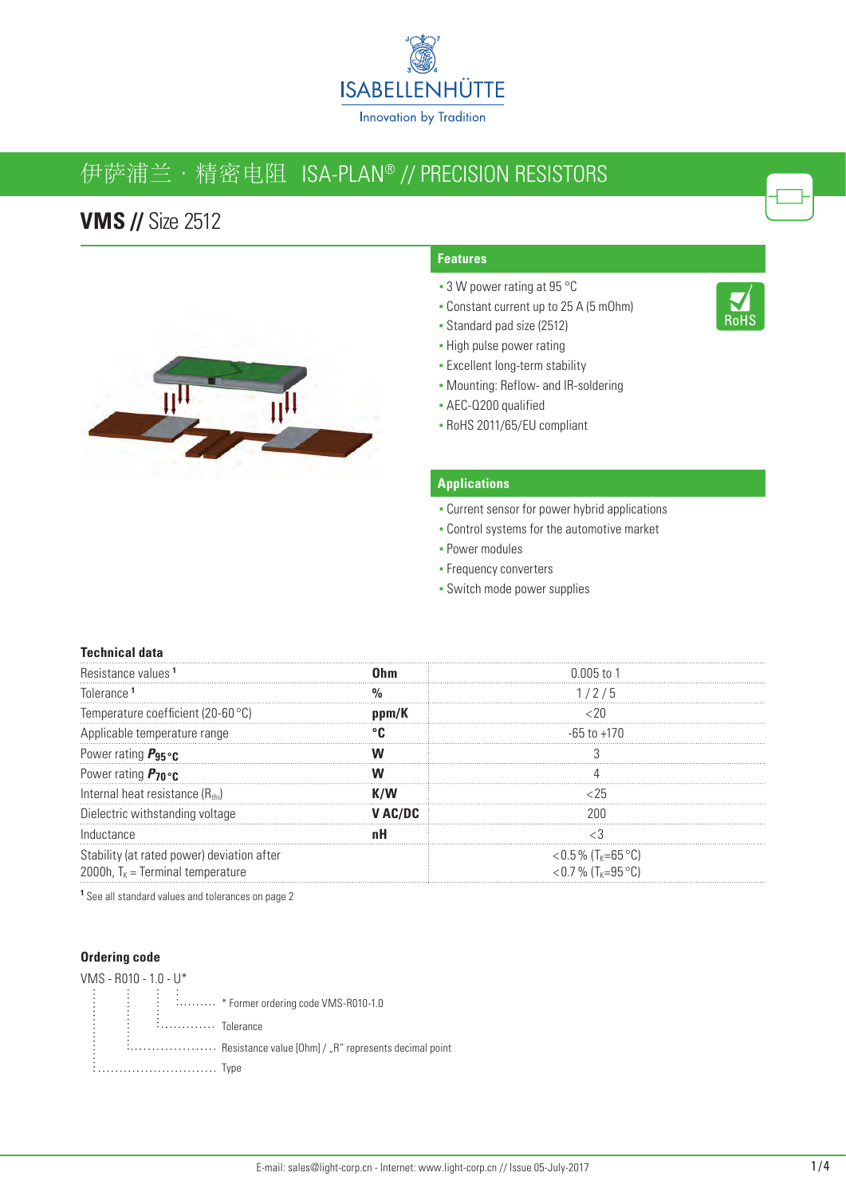ISABELLENHÜTTE

Innovation by Tradition

# 伊萨浦兰 · 精密电阻 ISA-PLAN® // PRECISION RESISTORS

## VMS // Size 2512

### Features

- 3 W power rating at 95 °C
- Constant current up to 25 A (5 mOhm)
- Standard pad size (2512)
- High pulse power rating
- Excellent long-term stability
- Mounting: Reflow- and IR-soldering
- AEC-Q200 qualified
- RoHS 2011/65/EU compliant

RoHS

### Applications

- Current sensor for power hybrid applications
- Control systems for the automotive market
- Power modules
- Frequency converters
- Switch mode power supplies

### Technical data

| | | |
|---|---|---|
| Resistance values [1] | **Ohm** | 0.005 to 1 |
| Tolerance [1] | **%** | 1 / 2 / 5 |
| Temperature coefficient (20-60 °C) | **ppm/K** | <20 |
| Applicable temperature range | **°C** | -65 to +170 |
| Power rating $P_{95\,°C}$ | **W** | 3 |
| Power rating $P_{70\,°C}$ | **W** | 4 |
| Internal heat resistance ($R_{thi}$) | **K/W** | <25 |
| Dielectric withstanding voltage | **V AC/DC** | 200 |
| Inductance | **nH** | <3 |
| Stability (at rated power) deviation after 2000h, $T_K$ = Terminal temperature | | <0.5 % ($T_K$=65 °C)<br><0.7 % ($T_K$=95 °C) |

[1] See all standard values and tolerances on page 2

### Ordering code

VMS - R010 - 1.0 - U*

- U* ......... * Former ordering code VMS-R010-1.0
- 1.0 ......... Tolerance
- R010 ......... Resistance value [Ohm] / „R" represents decimal point
- VMS ......... Type

E-mail: sales@light-corp.cn - Internet: www.light-corp.cn // Issue 05-July-2017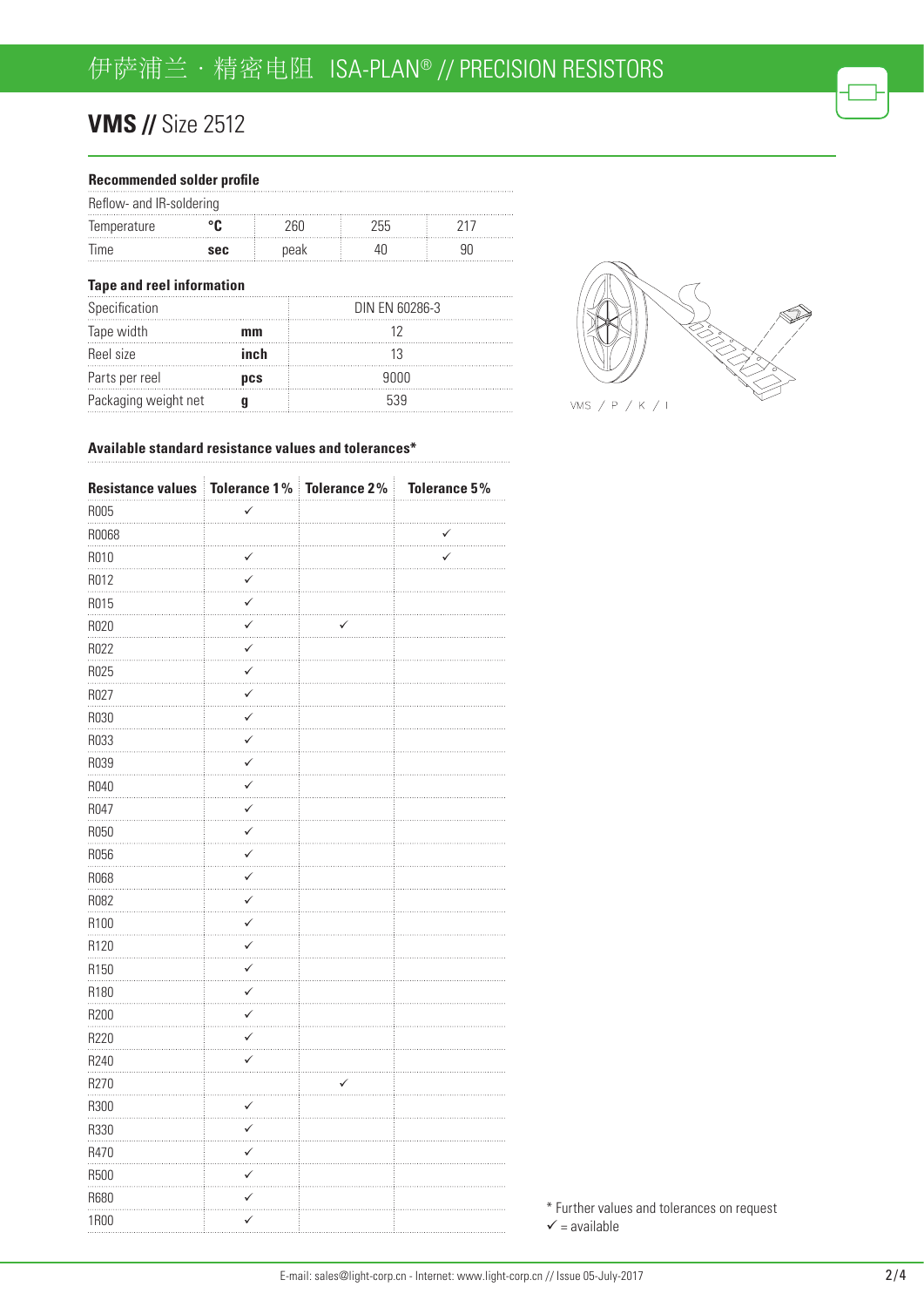# VMS // Size 2512

## Recommended solder profile

| Reflow- and IR-soldering | | | | |
|---|---|---|---|---|
| Temperature | °C | 260 | 255 | 217 |
| Time | sec | peak | 40 | 90 |

## Tape and reel information

| Specification | | DIN EN 60286-3 |
|---|---|---|
| Tape width | mm | 12 |
| Reel size | inch | 13 |
| Parts per reel | pcs | 9000 |
| Packaging weight net | g | 539 |

VMS / P / K / I

## Available standard resistance values and tolerances*

| Resistance values | Tolerance 1% | Tolerance 2% | Tolerance 5% |
|---|---|---|---|
| R005 | ✓ | | |
| R0068 | | | ✓ |
| R010 | ✓ | | ✓ |
| R012 | ✓ | | |
| R015 | ✓ | | |
| R020 | ✓ | ✓ | |
| R022 | ✓ | | |
| R025 | ✓ | | |
| R027 | ✓ | | |
| R030 | ✓ | | |
| R033 | ✓ | | |
| R039 | ✓ | | |
| R040 | ✓ | | |
| R047 | ✓ | | |
| R050 | ✓ | | |
| R056 | ✓ | | |
| R068 | ✓ | | |
| R082 | ✓ | | |
| R100 | ✓ | | |
| R120 | ✓ | | |
| R150 | ✓ | | |
| R180 | ✓ | | |
| R200 | ✓ | | |
| R220 | ✓ | | |
| R240 | ✓ | | |
| R270 | | ✓ | |
| R300 | ✓ | | |
| R330 | ✓ | | |
| R470 | ✓ | | |
| R500 | ✓ | | |
| R680 | ✓ | | |
| 1R00 | ✓ | | |

* Further values and tolerances on request
✓ = available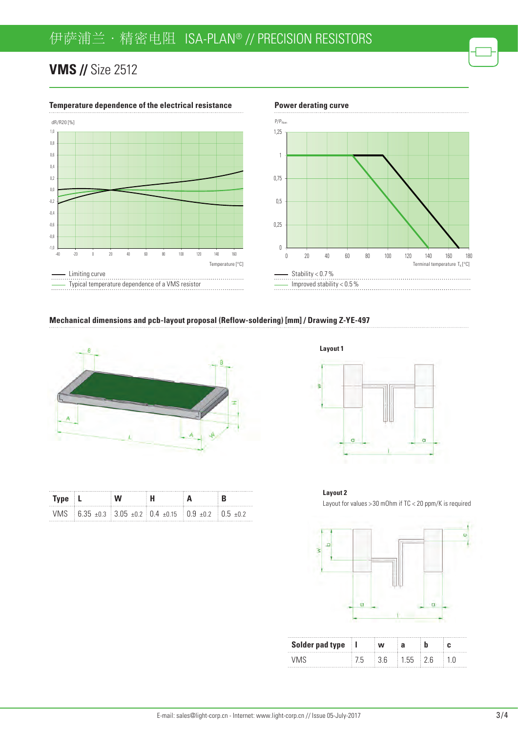# VMS // Size 2512

## Temperature dependence of the electrical resistance

dR/R20 [%]

Temperature [°C]

—— Limiting curve

—— Typical temperature dependence of a VMS resistor

## Power derating curve

$P/P_{Nom}$

Terminal temperature $T_K$ [°C]

—— Stability < 0.7 %

—— Improved stability < 0.5 %

## Mechanical dimensions and pcb-layout proposal (Reflow-soldering) [mm] / Drawing Z-YE-497

| Type | L | W | H | A | B |
|---|---|---|---|---|---|
| VMS | 6.35 ±0.3 | 3.05 ±0.2 | 0.4 ±0.15 | 0.9 ±0.2 | 0.5 ±0.2 |

**Layout 1**

**Layout 2**

Layout for values >30 mOhm if TC < 20 ppm/K is required

| Solder pad type | l | w | a | b | c |
|---|---|---|---|---|---|
| VMS | 7.5 | 3.6 | 1.55 | 2.6 | 1.0 |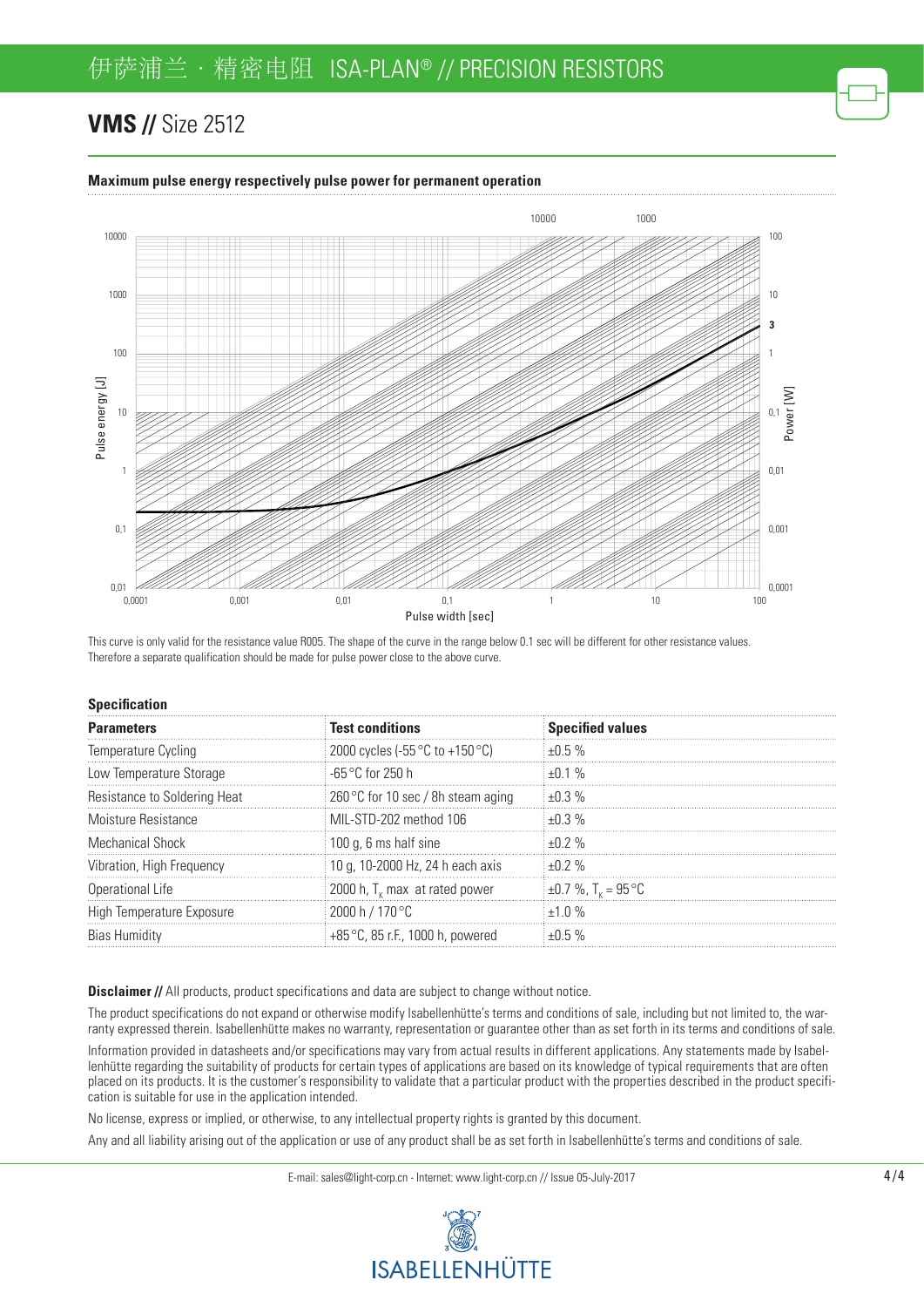## VMS // Size 2512

**Maximum pulse energy respectively pulse power for permanent operation**

10000
1000

10000
1000
100
10
1
0,1
0,01

Pulse energy [J]

100
10
3
1
0,1
0,01
0,001
0,0001

Power [W]

0,0001
0,001
0,01
0,1
1
10
100

Pulse width [sec]

This curve is only valid for the resistance value R005. The shape of the curve in the range below 0.1 sec will be different for other resistance values. Therefore a separate qualification should be made for pulse power close to the above curve.

**Specification**

| Parameters | Test conditions | Specified values |
|---|---|---|
| Temperature Cycling | 2000 cycles (-55 °C to +150 °C) | ±0.5 % |
| Low Temperature Storage | -65 °C for 250 h | ±0.1 % |
| Resistance to Soldering Heat | 260 °C for 10 sec / 8h steam aging | ±0.3 % |
| Moisture Resistance | MIL-STD-202 method 106 | ±0.3 % |
| Mechanical Shock | 100 g, 6 ms half sine | ±0.2 % |
| Vibration, High Frequency | 10 g, 10-2000 Hz, 24 h each axis | ±0.2 % |
| Operational Life | 2000 h, $T_K$ max at rated power | ±0.7 %, $T_K$ = 95 °C |
| High Temperature Exposure | 2000 h / 170 °C | ±1.0 % |
| Bias Humidity | +85 °C, 85 r.F., 1000 h, powered | ±0.5 % |

**Disclaimer //** All products, product specifications and data are subject to change without notice.

The product specifications do not expand or otherwise modify Isabellenhütte's terms and conditions of sale, including but not limited to, the warranty expressed therein. Isabellenhütte makes no warranty, representation or guarantee other than as set forth in its terms and conditions of sale.

Information provided in datasheets and/or specifications may vary from actual results in different applications. Any statements made by Isabellenhütte regarding the suitability of products for certain types of applications are based on its knowledge of typical requirements that are often placed on its products. It is the customer's responsibility to validate that a particular product with the properties described in the product specification is suitable for use in the application intended.

No license, express or implied, or otherwise, to any intellectual property rights is granted by this document.

Any and all liability arising out of the application or use of any product shall be as set forth in Isabellenhütte's terms and conditions of sale.

E-mail: sales@light-corp.cn - Internet: www.light-corp.cn // Issue 05-July-2017